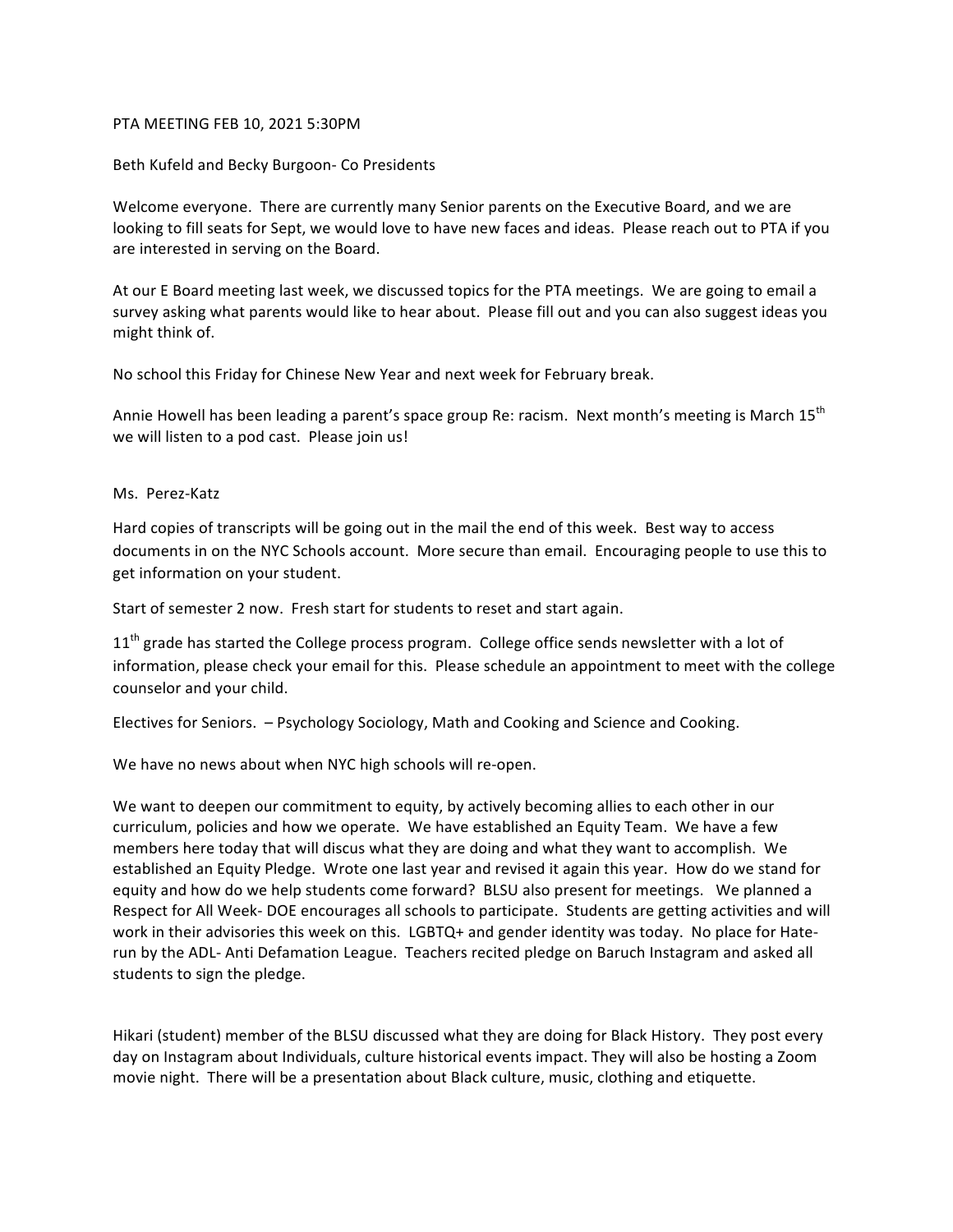PTA MEETING FEB 10, 2021 5:30PM

Beth Kufeld and Becky Burgoon- Co Presidents

Welcome everyone. There are currently many Senior parents on the Executive Board, and we are looking to fill seats for Sept, we would love to have new faces and ideas. Please reach out to PTA if you are interested in serving on the Board.

At our E Board meeting last week, we discussed topics for the PTA meetings. We are going to email a survey asking what parents would like to hear about. Please fill out and you can also suggest ideas you might think of.

No school this Friday for Chinese New Year and next week for February break.

Annie Howell has been leading a parent's space group Re: racism. Next month's meeting is March 15th we will listen to a pod cast. Please join us!

Ms. Perez-Katz

Hard copies of transcripts will be going out in the mail the end of this week. Best way to access documents in on the NYC Schools account. More secure than email. Encouraging people to use this to get information on your student.

Start of semester 2 now. Fresh start for students to reset and start again.

11th grade has started the College process program. College office sends newsletter with a lot of information, please check your email for this. Please schedule an appointment to meet with the college counselor and your child.

Electives for Seniors. – Psychology Sociology, Math and Cooking and Science and Cooking.

We have no news about when NYC high schools will re-open.

We want to deepen our commitment to equity, by actively becoming allies to each other in our curriculum, policies and how we operate. We have established an Equity Team. We have a few members here today that will discus what they are doing and what they want to accomplish. We established an Equity Pledge. Wrote one last year and revised it again this year. How do we stand for equity and how do we help students come forward? BLSU also present for meetings. We planned a Respect for All Week- DOE encourages all schools to participate. Students are getting activities and will work in their advisories this week on this. LGBTQ+ and gender identity was today. No place for Hate-run by the ADL- Anti Defamation League. Teachers recited pledge on Baruch Instagram and asked all students to sign the pledge.

Hikari (student) member of the BLSU discussed what they are doing for Black History. They post every day on Instagram about Individuals, culture historical events impact. They will also be hosting a Zoom movie night. There will be a presentation about Black culture, music, clothing and etiquette.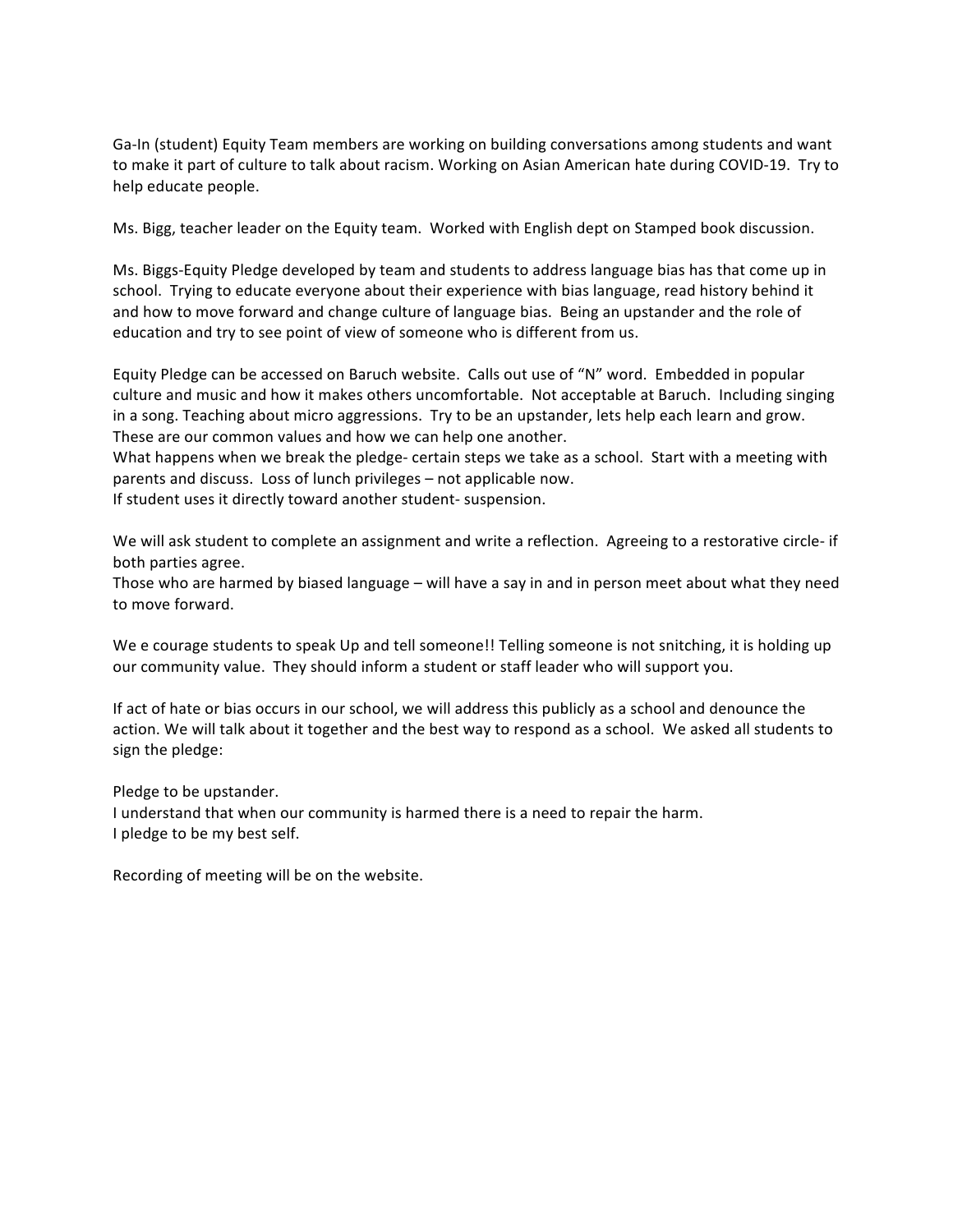Ga-In (student) Equity Team members are working on building conversations among students and want to make it part of culture to talk about racism. Working on Asian American hate during COVID-19. Try to help educate people.

Ms. Bigg, teacher leader on the Equity team. Worked with English dept on Stamped book discussion.

Ms. Biggs-Equity Pledge developed by team and students to address language bias has that come up in school. Trying to educate everyone about their experience with bias language, read history behind it and how to move forward and change culture of language bias. Being an upstander and the role of education and try to see point of view of someone who is different from us.

Equity Pledge can be accessed on Baruch website. Calls out use of "N" word. Embedded in popular culture and music and how it makes others uncomfortable. Not acceptable at Baruch. Including singing in a song. Teaching about micro aggressions. Try to be an upstander, lets help each learn and grow. These are our common values and how we can help one another.
What happens when we break the pledge- certain steps we take as a school. Start with a meeting with parents and discuss. Loss of lunch privileges – not applicable now.
If student uses it directly toward another student- suspension.

We will ask student to complete an assignment and write a reflection. Agreeing to a restorative circle- if both parties agree.
Those who are harmed by biased language – will have a say in and in person meet about what they need to move forward.

We e courage students to speak Up and tell someone!! Telling someone is not snitching, it is holding up our community value. They should inform a student or staff leader who will support you.

If act of hate or bias occurs in our school, we will address this publicly as a school and denounce the action. We will talk about it together and the best way to respond as a school. We asked all students to sign the pledge:

Pledge to be upstander.
I understand that when our community is harmed there is a need to repair the harm.
I pledge to be my best self.

Recording of meeting will be on the website.